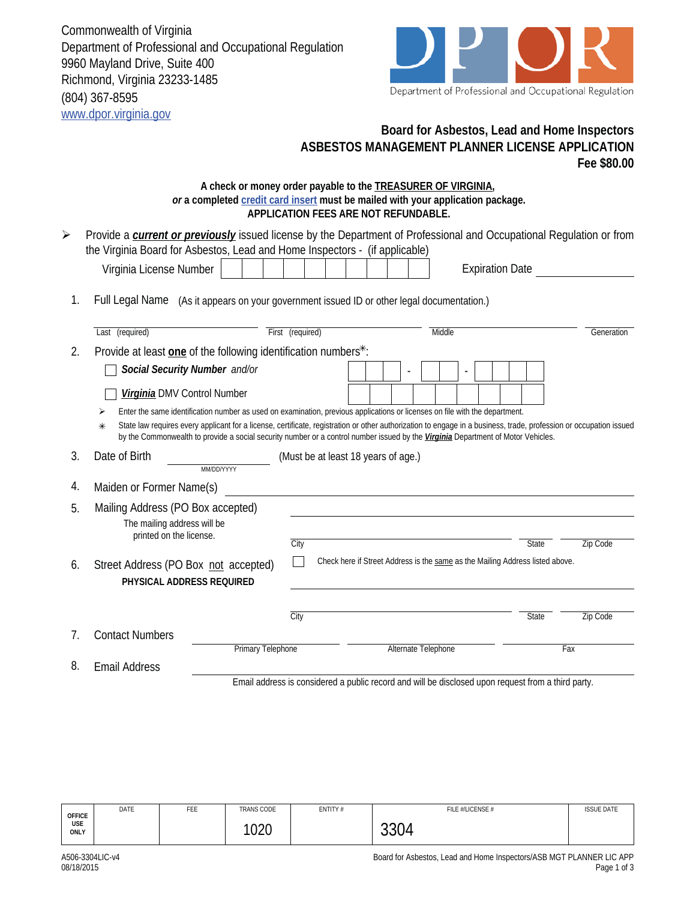Commonwealth of Virginia
Department of Professional and Occupational Regulation
9960 Mayland Drive, Suite 400
Richmond, Virginia 23233-1485
(804) 367-8595
www.dpor.virginia.gov

Department of Professional and Occupational Regulation

## Board for Asbestos, Lead and Home Inspectors
## ASBESTOS MANAGEMENT PLANNER LICENSE APPLICATION
**Fee $80.00**

**A check or money order payable to the TREASURER OF VIRGINIA,**
***or* a completed credit card insert must be mailed with your application package.**
**APPLICATION FEES ARE NOT REFUNDABLE.**

➢ Provide a ***current or previously*** issued license by the Department of Professional and Occupational Regulation or from the Virginia Board for Asbestos, Lead and Home Inspectors - (if applicable)

Virginia License Number | | | | | | | | | | | Expiration Date ____________

1. Full Legal Name (As it appears on your government issued ID or other legal documentation.)

   ____________ Last (required) ____________ First (required) ____________ Middle ____________ Generation

2. Provide at least **one** of the following identification numbers✳:

   ☐ ***Social Security Number*** *and/or* | | | | - | | | - | | | | |

   ☐ ***Virginia*** DMV Control Number | | | | | | | | | |

   ➢ Enter the same identification number as used on examination, previous applications or licenses on file with the department.

   ✳ State law requires every applicant for a license, certificate, registration or other authorization to engage in a business, trade, profession or occupation issued by the Commonwealth to provide a social security number or a control number issued by the ***Virginia*** Department of Motor Vehicles.

3. Date of Birth ____________ (MM/DD/YYYY) (Must be at least 18 years of age.)

4. Maiden or Former Name(s) ____________

5. Mailing Address (PO Box accepted)
   The mailing address will be printed on the license.

   ____________
   ____________ City ____________ State ____________ Zip Code

6. Street Address (PO Box not accepted)
   **PHYSICAL ADDRESS REQUIRED**

   ☐ Check here if Street Address is the same as the Mailing Address listed above.

   ____________
   ____________ City ____________ State ____________ Zip Code

7. Contact Numbers ____________ Primary Telephone ____________ Alternate Telephone ____________ Fax

8. Email Address ____________

   Email address is considered a public record and will be disclosed upon request from a third party.

| OFFICE USE ONLY | DATE | FEE | TRANS CODE | ENTITY # | FILE #/LICENSE # | ISSUE DATE |
|---|---|---|---|---|---|---|
| | | | 1020 | | 3304 | |

A506-3304LIC-v4
08/18/2015

Board for Asbestos, Lead and Home Inspectors/ASB MGT PLANNER LIC APP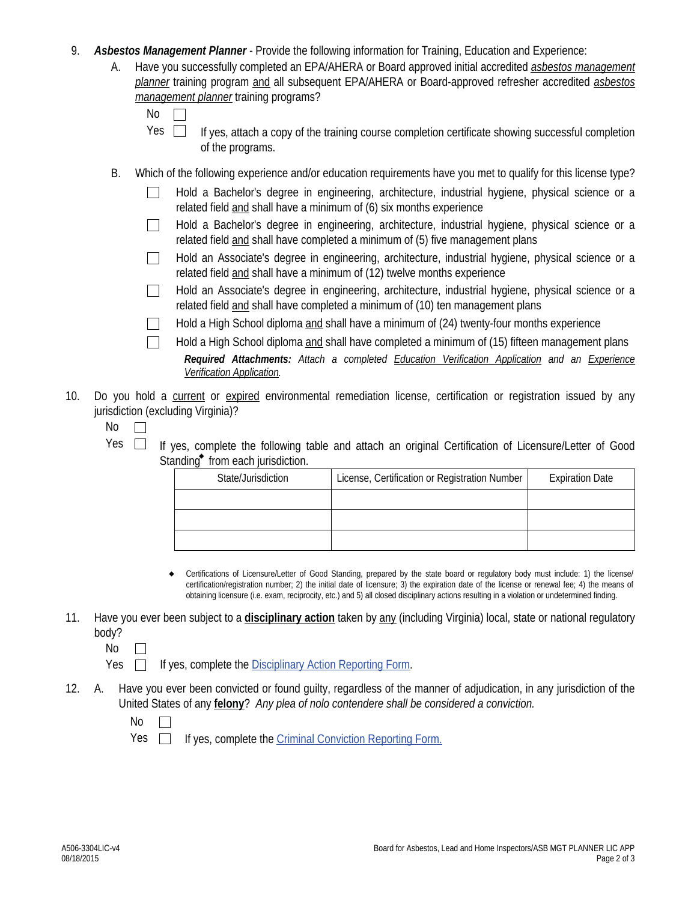9. ***Asbestos Management Planner*** - Provide the following information for Training, Education and Experience:

   A. Have you successfully completed an EPA/AHERA or Board approved initial accredited *asbestos management planner* training program and all subsequent EPA/AHERA or Board-approved refresher accredited *asbestos management planner* training programs?

      No ☐

      Yes ☐ If yes, attach a copy of the training course completion certificate showing successful completion of the programs.

   B. Which of the following experience and/or education requirements have you met to qualify for this license type?

      ☐ Hold a Bachelor's degree in engineering, architecture, industrial hygiene, physical science or a related field and shall have a minimum of (6) six months experience

      ☐ Hold a Bachelor's degree in engineering, architecture, industrial hygiene, physical science or a related field and shall have completed a minimum of (5) five management plans

      ☐ Hold an Associate's degree in engineering, architecture, industrial hygiene, physical science or a related field and shall have a minimum of (12) twelve months experience

      ☐ Hold an Associate's degree in engineering, architecture, industrial hygiene, physical science or a related field and shall have completed a minimum of (10) ten management plans

      ☐ Hold a High School diploma and shall have a minimum of (24) twenty-four months experience

      ☐ Hold a High School diploma and shall have completed a minimum of (15) fifteen management plans

      ***Required Attachments:*** *Attach a completed Education Verification Application and an Experience Verification Application.*

10. Do you hold a current or expired environmental remediation license, certification or registration issued by any jurisdiction (excluding Virginia)?

    No ☐

    Yes ☐ If yes, complete the following table and attach an original Certification of Licensure/Letter of Good Standing◆ from each jurisdiction.

| State/Jurisdiction | License, Certification or Registration Number | Expiration Date |
|---|---|---|
| | | |
| | | |
| | | |

◆ Certifications of Licensure/Letter of Good Standing, prepared by the state board or regulatory body must include: 1) the license/ certification/registration number; 2) the initial date of licensure; 3) the expiration date of the license or renewal fee; 4) the means of obtaining licensure (i.e. exam, reciprocity, etc.) and 5) all closed disciplinary actions resulting in a violation or undetermined finding.

11. Have you ever been subject to a **disciplinary action** taken by any (including Virginia) local, state or national regulatory body?

    No ☐

    Yes ☐ If yes, complete the Disciplinary Action Reporting Form.

12. A. Have you ever been convicted or found guilty, regardless of the manner of adjudication, in any jurisdiction of the United States of any **felony**? *Any plea of nolo contendere shall be considered a conviction.*

       No ☐

       Yes ☐ If yes, complete the Criminal Conviction Reporting Form.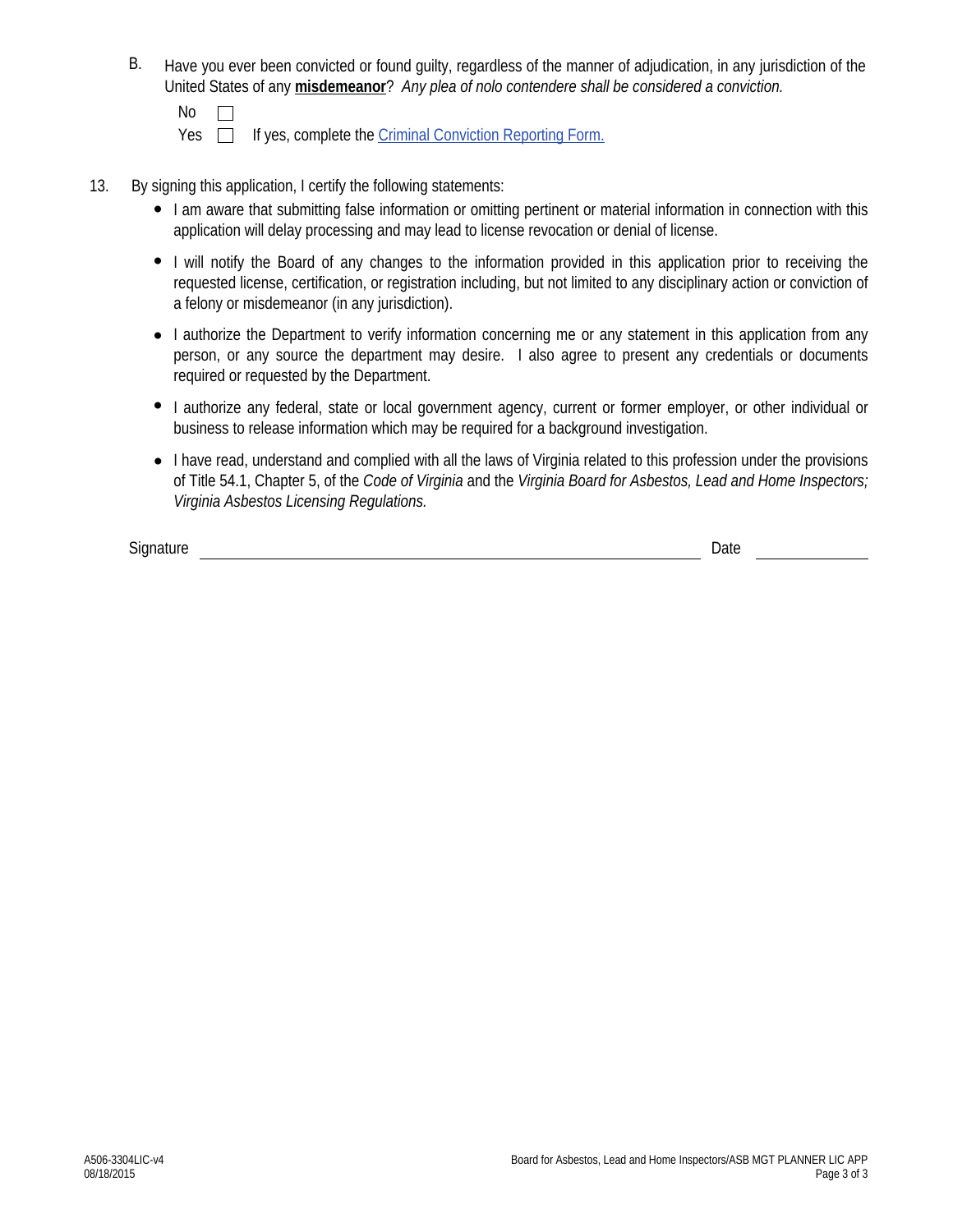B. Have you ever been convicted or found guilty, regardless of the manner of adjudication, in any jurisdiction of the United States of any **misdemeanor**? *Any plea of nolo contendere shall be considered a conviction.*

No ☐

Yes ☐ If yes, complete the Criminal Conviction Reporting Form.

13. By signing this application, I certify the following statements:

- I am aware that submitting false information or omitting pertinent or material information in connection with this application will delay processing and may lead to license revocation or denial of license.
- I will notify the Board of any changes to the information provided in this application prior to receiving the requested license, certification, or registration including, but not limited to any disciplinary action or conviction of a felony or misdemeanor (in any jurisdiction).
- I authorize the Department to verify information concerning me or any statement in this application from any person, or any source the department may desire. I also agree to present any credentials or documents required or requested by the Department.
- I authorize any federal, state or local government agency, current or former employer, or other individual or business to release information which may be required for a background investigation.
- I have read, understand and complied with all the laws of Virginia related to this profession under the provisions of Title 54.1, Chapter 5, of the *Code of Virginia* and the *Virginia Board for Asbestos, Lead and Home Inspectors; Virginia Asbestos Licensing Regulations.*

Signature ______________________________ Date ______________

A506-3304LIC-v4
08/18/2015

Board for Asbestos, Lead and Home Inspectors/ASB MGT PLANNER LIC APP